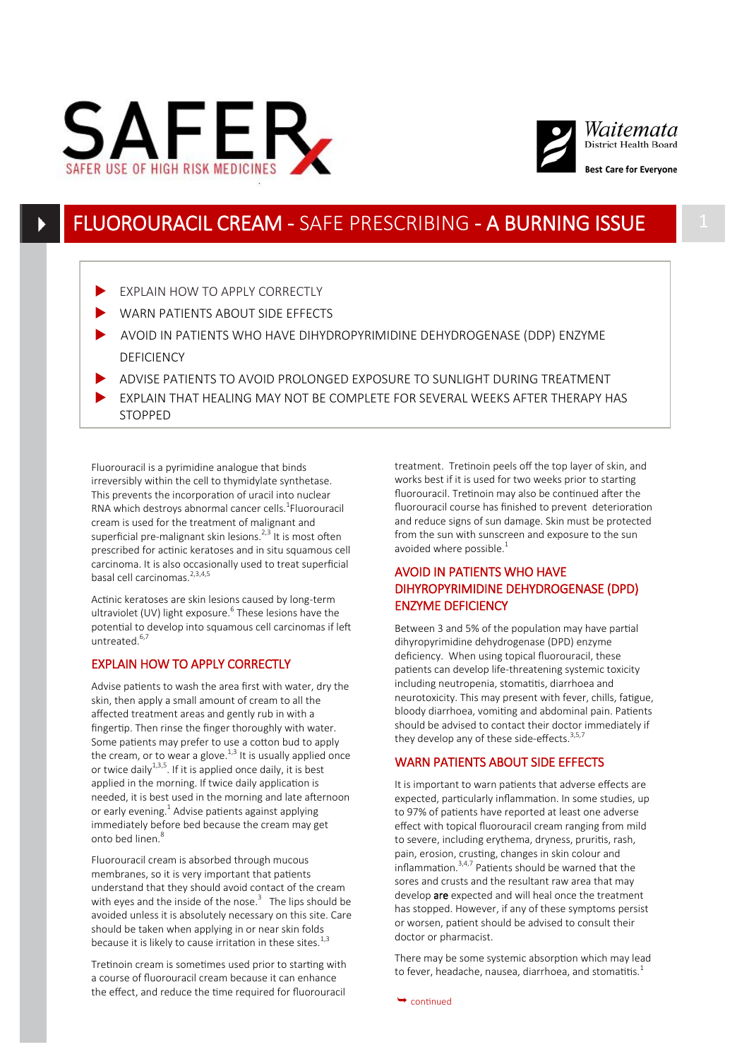SAFER USE OF HIGH RISK MEDICINES

Waitemata District Health Board

Best Care for Everyone

# FLUOROURACIL CREAM - SAFE PRESCRIBING - A BURNING ISSUE

- EXPLAIN HOW TO APPLY CORRECTLY
- WARN PATIENTS ABOUT SIDE EFFECTS
- AVOID IN PATIENTS WHO HAVE DIHYDROPYRIMIDINE DEHYDROGENASE (DDP) ENZYME DEFICIENCY
- ADVISE PATIENTS TO AVOID PROLONGED EXPOSURE TO SUNLIGHT DURING TREATMENT
- EXPLAIN THAT HEALING MAY NOT BE COMPLETE FOR SEVERAL WEEKS AFTER THERAPY HAS STOPPED

Fluorouracil is a pyrimidine analogue that binds irreversibly within the cell to thymidylate synthetase. This prevents the incorporation of uracil into nuclear RNA which destroys abnormal cancer cells.[1] Fluorouracil cream is used for the treatment of malignant and superficial pre-malignant skin lesions.[2,3] It is most often prescribed for actinic keratoses and in situ squamous cell carcinoma. It is also occasionally used to treat superficial basal cell carcinomas.[2,3,4,5]

Actinic keratoses are skin lesions caused by long-term ultraviolet (UV) light exposure.[6] These lesions have the potential to develop into squamous cell carcinomas if left untreated.[6,7]

## EXPLAIN HOW TO APPLY CORRECTLY

Advise patients to wash the area first with water, dry the skin, then apply a small amount of cream to all the affected treatment areas and gently rub in with a fingertip. Then rinse the finger thoroughly with water. Some patients may prefer to use a cotton bud to apply the cream, or to wear a glove.[1,3] It is usually applied once or twice daily[1,3,5]. If it is applied once daily, it is best applied in the morning. If twice daily application is needed, it is best used in the morning and late afternoon or early evening.[1] Advise patients against applying immediately before bed because the cream may get onto bed linen.[8]

Fluorouracil cream is absorbed through mucous membranes, so it is very important that patients understand that they should avoid contact of the cream with eyes and the inside of the nose.[3] The lips should be avoided unless it is absolutely necessary on this site. Care should be taken when applying in or near skin folds because it is likely to cause irritation in these sites.[1,3]

Tretinoin cream is sometimes used prior to starting with a course of fluorouracil cream because it can enhance the effect, and reduce the time required for fluorouracil treatment. Tretinoin peels off the top layer of skin, and works best if it is used for two weeks prior to starting fluorouracil. Tretinoin may also be continued after the fluorouracil course has finished to prevent deterioration and reduce signs of sun damage. Skin must be protected from the sun with sunscreen and exposure to the sun avoided where possible.[1]

## AVOID IN PATIENTS WHO HAVE DIHYROPYRIMIDINE DEHYDROGENASE (DPD) ENZYME DEFICIENCY

Between 3 and 5% of the population may have partial dihyropyrimidine dehydrogenase (DPD) enzyme deficiency. When using topical fluorouracil, these patients can develop life-threatening systemic toxicity including neutropenia, stomatitis, diarrhoea and neurotoxicity. This may present with fever, chills, fatigue, bloody diarrhoea, vomiting and abdominal pain. Patients should be advised to contact their doctor immediately if they develop any of these side-effects.[3,5,7]

## WARN PATIENTS ABOUT SIDE EFFECTS

It is important to warn patients that adverse effects are expected, particularly inflammation. In some studies, up to 97% of patients have reported at least one adverse effect with topical fluorouracil cream ranging from mild to severe, including erythema, dryness, pruritis, rash, pain, erosion, crusting, changes in skin colour and inflammation.[3,4,7] Patients should be warned that the sores and crusts and the resultant raw area that may develop **are** expected and will heal once the treatment has stopped. However, if any of these symptoms persist or worsen, patient should be advised to consult their doctor or pharmacist.

There may be some systemic absorption which may lead to fever, headache, nausea, diarrhoea, and stomatitis.[1]

continued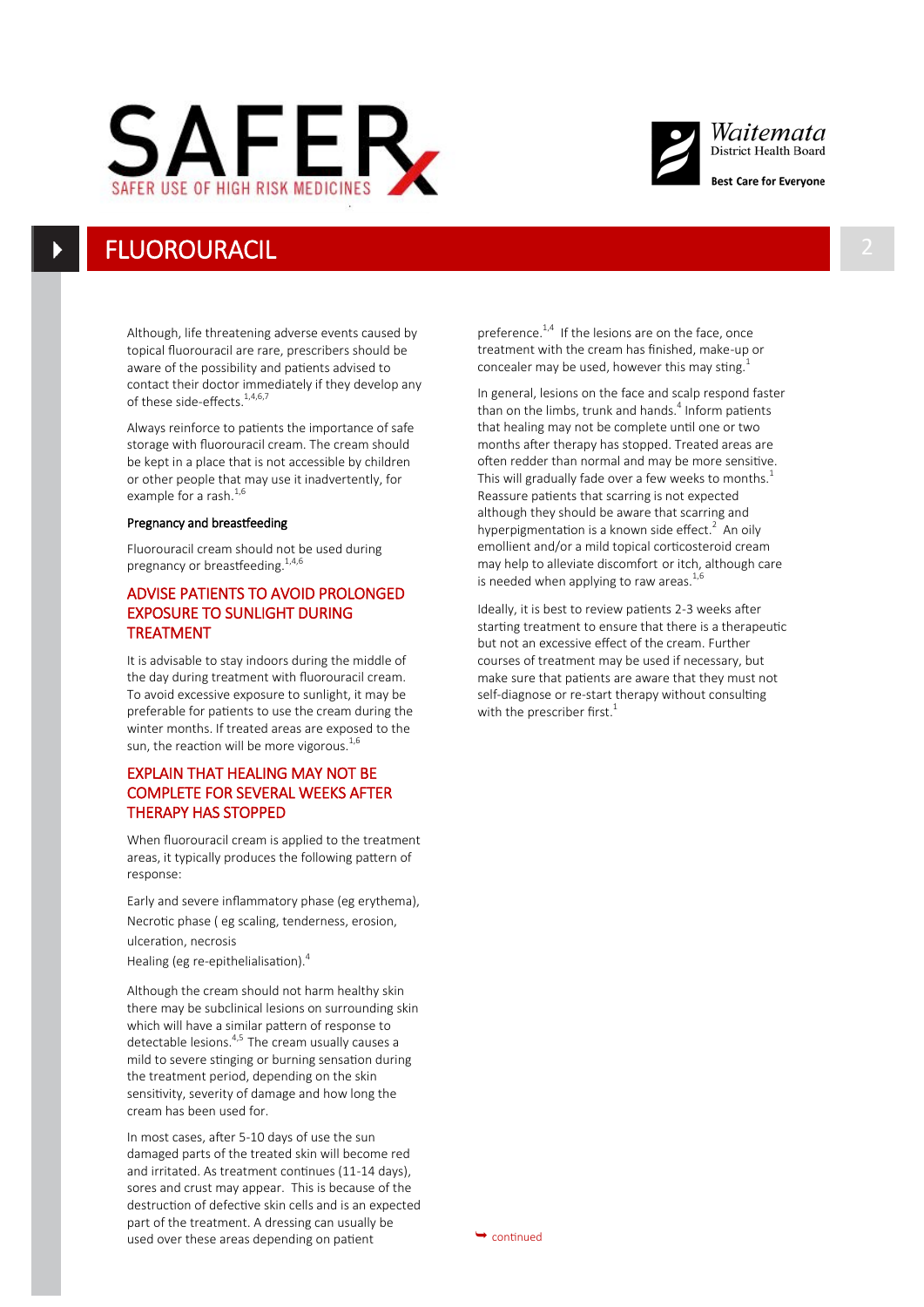# FLUOROURACIL

Although, life threatening adverse events caused by topical fluorouracil are rare, prescribers should be aware of the possibility and patients advised to contact their doctor immediately if they develop any of these side-effects.[1,4,6,7]

Always reinforce to patients the importance of safe storage with fluorouracil cream. The cream should be kept in a place that is not accessible by children or other people that may use it inadvertently, for example for a rash.[1,6]

**Pregnancy and breastfeeding**

Fluorouracil cream should not be used during pregnancy or breastfeeding.[1,4,6]

## ADVISE PATIENTS TO AVOID PROLONGED EXPOSURE TO SUNLIGHT DURING TREATMENT

It is advisable to stay indoors during the middle of the day during treatment with fluorouracil cream. To avoid excessive exposure to sunlight, it may be preferable for patients to use the cream during the winter months. If treated areas are exposed to the sun, the reaction will be more vigorous.[1,6]

## EXPLAIN THAT HEALING MAY NOT BE COMPLETE FOR SEVERAL WEEKS AFTER THERAPY HAS STOPPED

When fluorouracil cream is applied to the treatment areas, it typically produces the following pattern of response:

Early and severe inflammatory phase (eg erythema),
Necrotic phase ( eg scaling, tenderness, erosion, ulceration, necrosis
Healing (eg re-epithelialisation).[4]

Although the cream should not harm healthy skin there may be subclinical lesions on surrounding skin which will have a similar pattern of response to detectable lesions.[4,5] The cream usually causes a mild to severe stinging or burning sensation during the treatment period, depending on the skin sensitivity, severity of damage and how long the cream has been used for.

In most cases, after 5-10 days of use the sun damaged parts of the treated skin will become red and irritated. As treatment continues (11-14 days), sores and crust may appear. This is because of the destruction of defective skin cells and is an expected part of the treatment. A dressing can usually be used over these areas depending on patient preference.[1,4] If the lesions are on the face, once treatment with the cream has finished, make-up or concealer may be used, however this may sting.[1]

In general, lesions on the face and scalp respond faster than on the limbs, trunk and hands.[4] Inform patients that healing may not be complete until one or two months after therapy has stopped. Treated areas are often redder than normal and may be more sensitive. This will gradually fade over a few weeks to months.[1] Reassure patients that scarring is not expected although they should be aware that scarring and hyperpigmentation is a known side effect.[2] An oily emollient and/or a mild topical corticosteroid cream may help to alleviate discomfort or itch, although care is needed when applying to raw areas.[1,6]

Ideally, it is best to review patients 2-3 weeks after starting treatment to ensure that there is a therapeutic but not an excessive effect of the cream. Further courses of treatment may be used if necessary, but make sure that patients are aware that they must not self-diagnose or re-start therapy without consulting with the prescriber first.[1]

continued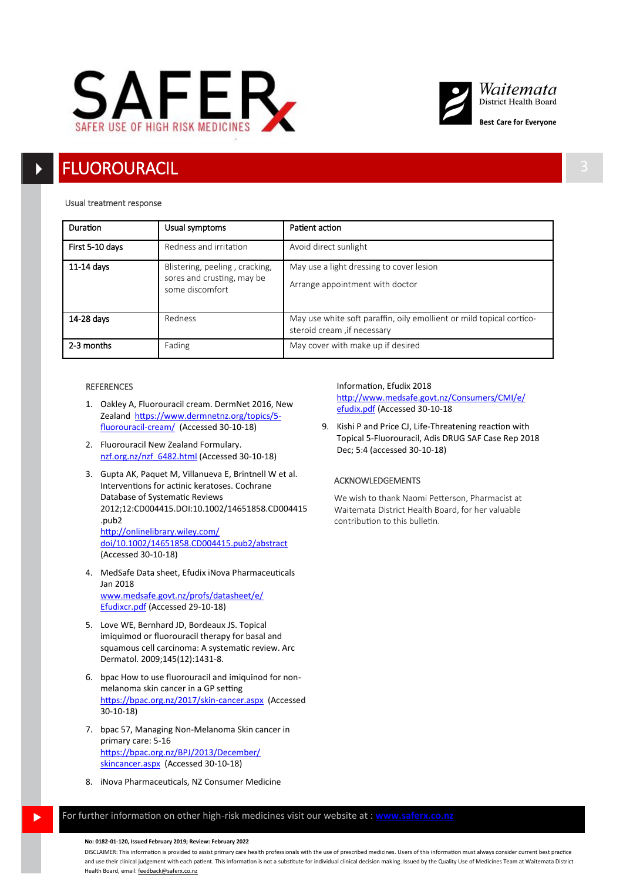# FLUOROURACIL

Usual treatment response

| Duration | Usual symptoms | Patient action |
|---|---|---|
| First 5-10 days | Redness and irritation | Avoid direct sunlight |
| 11-14 days | Blistering, peeling , cracking, sores and crusting, may be some discomfort | May use a light dressing to cover lesion<br><br>Arrange appointment with doctor |
| 14-28 days | Redness | May use white soft paraffin, oily emollient or mild topical cortico-steroid cream ,if necessary |
| 2-3 months | Fading | May cover with make up if desired |

## REFERENCES

1. Oakley A, Fluorouracil cream. DermNet 2016, New Zealand https://www.dermnetnz.org/topics/5-fluorouracil-cream/ (Accessed 30-10-18)
2. Fluorouracil New Zealand Formulary. nzf.org.nz/nzf_6482.html (Accessed 30-10-18)
3. Gupta AK, Paquet M, Villanueva E, Brintnell W et al. Interventions for actinic keratoses. Cochrane Database of Systematic Reviews 2012;12:CD004415.DOI:10.1002/14651858.CD004415.pub2 http://onlinelibrary.wiley.com/doi/10.1002/14651858.CD004415.pub2/abstract (Accessed 30-10-18)
4. MedSafe Data sheet, Efudix iNova Pharmaceuticals Jan 2018 www.medsafe.govt.nz/profs/datasheet/e/Efudixcr.pdf (Accessed 29-10-18)
5. Love WE, Bernhard JD, Bordeaux JS. Topical imiquimod or fluorouracil therapy for basal and squamous cell carcinoma: A systematic review. Arc Dermatol. 2009;145(12):1431-8.
6. bpac How to use fluorouracil and imiquinod for non-melanoma skin cancer in a GP setting https://bpac.org.nz/2017/skin-cancer.aspx (Accessed 30-10-18)
7. bpac 57, Managing Non-Melanoma Skin cancer in primary care: 5-16 https://bpac.org.nz/BPJ/2013/December/skincancer.aspx (Accessed 30-10-18)
8. iNova Pharmaceuticals, NZ Consumer Medicine Information, Efudix 2018 http://www.medsafe.govt.nz/Consumers/CMI/e/efudix.pdf (Accessed 30-10-18)
9. Kishi P and Price CJ, Life-Threatening reaction with Topical 5-Fluorouracil, Adis DRUG SAF Case Rep 2018 Dec; 5:4 (accessed 30-10-18)

## ACKNOWLEDGEMENTS

We wish to thank Naomi Petterson, Pharmacist at Waitemata District Health Board, for her valuable contribution to this bulletin.

For further information on other high-risk medicines visit our website at : www.saferx.co.nz

**No: 0182-01-120, Issued February 2019; Review: February 2022**

DISCLAIMER: This information is provided to assist primary care health professionals with the use of prescribed medicines. Users of this information must always consider current best practice and use their clinical judgement with each patient. This information is not a substitute for individual clinical decision making. Issued by the Quality Use of Medicines Team at Waitemata District Health Board, email: feedback@saferx.co.nz